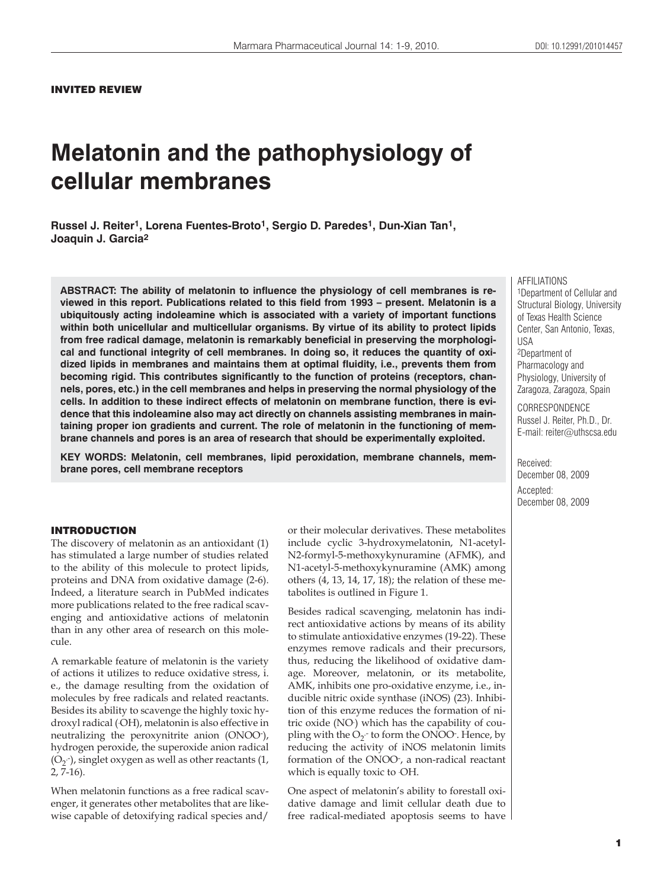**INVITED REVIEW**

# Melatonin and the pathophysiology of cellular membranes

**Russel J. Reiter[1], Lorena Fuentes-Broto[1], Sergio D. Paredes[1], Dun-Xian Tan[1], Joaquin J. Garcia[2]**

**ABSTRACT: The ability of melatonin to influence the physiology of cell membranes is reviewed in this report. Publications related to this field from 1993 – present. Melatonin is a ubiquitously acting indoleamine which is associated with a variety of important functions within both unicellular and multicellular organisms. By virtue of its ability to protect lipids from free radical damage, melatonin is remarkably beneficial in preserving the morphological and functional integrity of cell membranes. In doing so, it reduces the quantity of oxidized lipids in membranes and maintains them at optimal fluidity, i.e., prevents them from becoming rigid. This contributes significantly to the function of proteins (receptors, channels, pores, etc.) in the cell membranes and helps in preserving the normal physiology of the cells. In addition to these indirect effects of melatonin on membrane function, there is evidence that this indoleamine also may act directly on channels assisting membranes in maintaining proper ion gradients and current. The role of melatonin in the functioning of membrane channels and pores is an area of research that should be experimentally exploited.**

**KEY WORDS: Melatonin, cell membranes, lipid peroxidation, membrane channels, membrane pores, cell membrane receptors**

AFFILIATIONS
[1]Department of Cellular and Structural Biology, University of Texas Health Science Center, San Antonio, Texas, USA
[2]Department of Pharmacology and Physiology, University of Zaragoza, Zaragoza, Spain

CORRESPONDENCE
Russel J. Reiter, Ph.D., Dr.
E-mail: reiter@uthscsa.edu

Received:
December 08, 2009

Accepted:
December 08, 2009

## INTRODUCTION

The discovery of melatonin as an antioxidant (1) has stimulated a large number of studies related to the ability of this molecule to protect lipids, proteins and DNA from oxidative damage (2-6). Indeed, a literature search in PubMed indicates more publications related to the free radical scavenging and antioxidative actions of melatonin than in any other area of research on this molecule.

A remarkable feature of melatonin is the variety of actions it utilizes to reduce oxidative stress, i. e., the damage resulting from the oxidation of molecules by free radicals and related reactants. Besides its ability to scavenge the highly toxic hydroxyl radical (·OH), melatonin is also effective in neutralizing the peroxynitrite anion ($ONOO^-$), hydrogen peroxide, the superoxide anion radical ($O_2^{·-}$), singlet oxygen as well as other reactants (1, 2, 7-16).

When melatonin functions as a free radical scavenger, it generates other metabolites that are likewise capable of detoxifying radical species and/or their molecular derivatives. These metabolites include cyclic 3-hydroxymelatonin, N1-acetyl-N2-formyl-5-methoxykynuramine (AFMK), and N1-acetyl-5-methoxykynuramine (AMK) among others (4, 13, 14, 17, 18); the relation of these metabolites is outlined in Figure 1.

Besides radical scavenging, melatonin has indirect antioxidative actions by means of its ability to stimulate antioxidative enzymes (19-22). These enzymes remove radicals and their precursors, thus, reducing the likelihood of oxidative damage. Moreover, melatonin, or its metabolite, AMK, inhibits one pro-oxidative enzyme, i.e., inducible nitric oxide synthase (iNOS) (23). Inhibition of this enzyme reduces the formation of nitric oxide (NO·) which has the capability of coupling with the $O_2^{·-}$ to form the $ONOO^-$. Hence, by reducing the activity of iNOS melatonin limits formation of the $ONOO^-$, a non-radical reactant which is equally toxic to ·OH.

One aspect of melatonin's ability to forestall oxidative damage and limit cellular death due to free radical-mediated apoptosis seems to have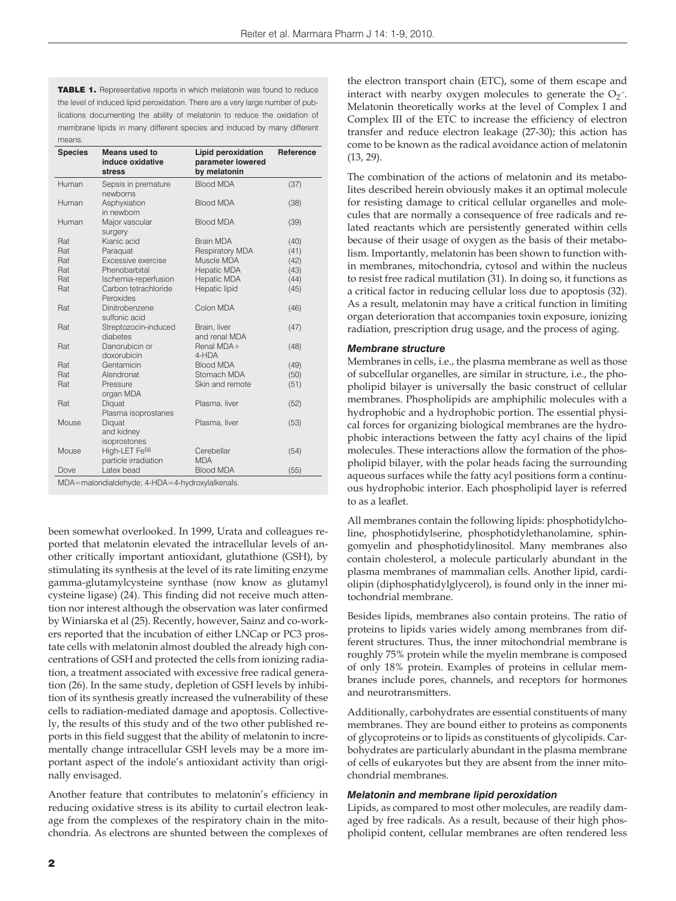**TABLE 1.** Representative reports in which melatonin was found to reduce the level of induced lipid peroxidation. There are a very large number of publications documenting the ability of melatonin to reduce the oxidation of membrane lipids in many different species and induced by many different means.

| Species | Means used to induce oxidative stress | Lipid peroxidation parameter lowered by melatonin | Reference |
|---|---|---|---|
| Human | Sepsis in premature newborns | Blood MDA | (37) |
| Human | Asphyxiation in newborn | Blood MDA | (38) |
| Human | Major vascular surgery | Blood MDA | (39) |
| Rat | Kianic acid | Brain MDA | (40) |
| Rat | Paraquat | Respiratory MDA | (41) |
| Rat | Excessive exercise | Muscle MDA | (42) |
| Rat | Phenobarbital | Hepatic MDA | (43) |
| Rat | Ischemia-reperfusion | Hepatic MDA | (44) |
| Rat | Carbon tetrachloride Peroxides | Hepatic lipid | (45) |
| Rat | Dinitrobenzene sulfonic acid | Colon MDA | (46) |
| Rat | Streptozocin-induced diabetes | Brain, liver and renal MDA | (47) |
| Rat | Danorubicin or doxorubicin | Renal MDA+ 4-HDA | (48) |
| Rat | Gentamicin | Blood MDA | (49) |
| Rat | Alendronat | Stomach MDA | (50) |
| Rat | Pressure organ MDA | Skin and remote | (51) |
| Rat | Diquat Plasma isoprostanes | Plasma, liver | (52) |
| Mouse | Diquat and kidney isoprostanes | Plasma, liver | (53) |
| Mouse | High-LET $Fe^{56}$ particle irradiation | Cerebellar MDA | (54) |
| Dove | Latex bead | Blood MDA | (55) |

MDA=malondialdehyde; 4-HDA=4-hydroxylalkenals.

been somewhat overlooked. In 1999, Urata and colleagues reported that melatonin elevated the intracellular levels of another critically important antioxidant, glutathione (GSH), by stimulating its synthesis at the level of its rate limiting enzyme gamma-glutamylcysteine synthase (now know as glutamyl cysteine ligase) (24). This finding did not receive much attention nor interest although the observation was later confirmed by Winiarska et al (25). Recently, however, Sainz and co-workers reported that the incubation of either LNCap or PC3 prostate cells with melatonin almost doubled the already high concentrations of GSH and protected the cells from ionizing radiation, a treatment associated with excessive free radical generation (26). In the same study, depletion of GSH levels by inhibition of its synthesis greatly increased the vulnerability of these cells to radiation-mediated damage and apoptosis. Collectively, the results of this study and of the two other published reports in this field suggest that the ability of melatonin to incrementally change intracellular GSH levels may be a more important aspect of the indole's antioxidant activity than originally envisaged.

Another feature that contributes to melatonin's efficiency in reducing oxidative stress is its ability to curtail electron leakage from the complexes of the respiratory chain in the mitochondria. As electrons are shunted between the complexes of the electron transport chain (ETC), some of them escape and interact with nearby oxygen molecules to generate the $O_2^{\cdot-}$. Melatonin theoretically works at the level of Complex I and Complex III of the ETC to increase the efficiency of electron transfer and reduce electron leakage (27-30); this action has come to be known as the radical avoidance action of melatonin (13, 29).

The combination of the actions of melatonin and its metabolites described herein obviously makes it an optimal molecule for resisting damage to critical cellular organelles and molecules that are normally a consequence of free radicals and related reactants which are persistently generated within cells because of their usage of oxygen as the basis of their metabolism. Importantly, melatonin has been shown to function within membranes, mitochondria, cytosol and within the nucleus to resist free radical mutilation (31). In doing so, it functions as a critical factor in reducing cellular loss due to apoptosis (32). As a result, melatonin may have a critical function in limiting organ deterioration that accompanies toxin exposure, ionizing radiation, prescription drug usage, and the process of aging.

### *Membrane structure*

Membranes in cells, i.e., the plasma membrane as well as those of subcellular organelles, are similar in structure, i.e., the phospholipid bilayer is universally the basic construct of cellular membranes. Phospholipids are amphiphilic molecules with a hydrophobic and a hydrophobic portion. The essential physical forces for organizing biological membranes are the hydrophobic interactions between the fatty acyl chains of the lipid molecules. These interactions allow the formation of the phospholipid bilayer, with the polar heads facing the surrounding aqueous surfaces while the fatty acyl positions form a continuous hydrophobic interior. Each phospholipid layer is referred to as a leaflet.

All membranes contain the following lipids: phosphotidylcholine, phosphotidylserine, phosphotidylethanolamine, sphingomyelin and phosphotidylinositol. Many membranes also contain cholesterol, a molecule particularly abundant in the plasma membranes of mammalian cells. Another lipid, cardiolipin (diphosphatidylglycerol), is found only in the inner mitochondrial membrane.

Besides lipids, membranes also contain proteins. The ratio of proteins to lipids varies widely among membranes from different structures. Thus, the inner mitochondrial membrane is roughly 75% protein while the myelin membrane is composed of only 18% protein. Examples of proteins in cellular membranes include pores, channels, and receptors for hormones and neurotransmitters.

Additionally, carbohydrates are essential constituents of many membranes. They are bound either to proteins as components of glycoproteins or to lipids as constituents of glycolipids. Carbohydrates are particularly abundant in the plasma membrane of cells of eukaryotes but they are absent from the inner mitochondrial membranes.

### *Melatonin and membrane lipid peroxidation*

Lipids, as compared to most other molecules, are readily damaged by free radicals. As a result, because of their high phospholipid content, cellular membranes are often rendered less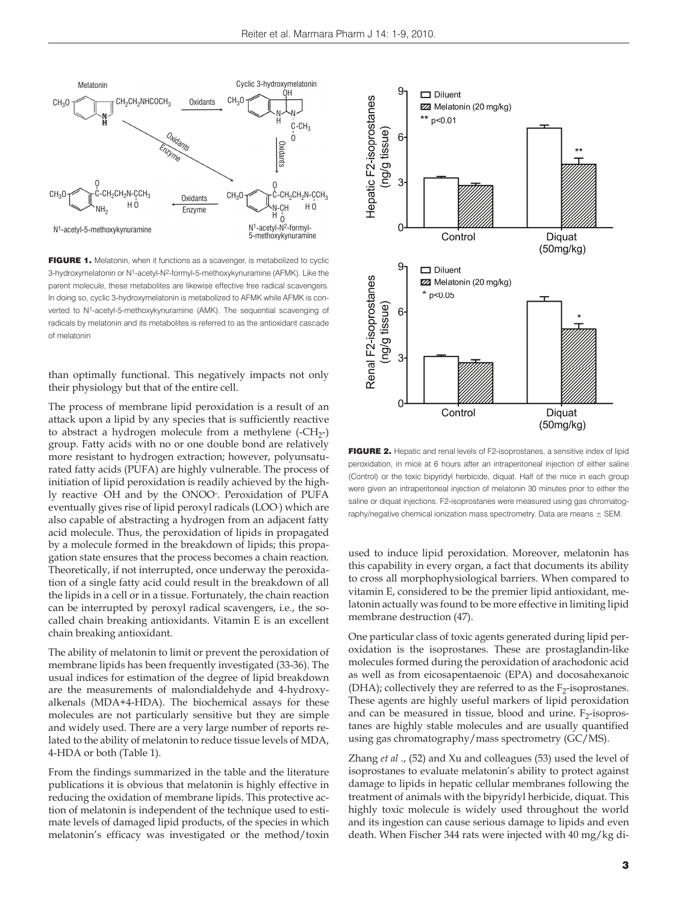**FIGURE 1.** Melatonin, when it functions as a scavenger, is metabolized to cyclic 3-hydroxymelatonin or N[1]-acetyl-N[2]-formyl-5-methoxykynuramine (AFMK). Like the parent molecule, these metabolites are likewise effective free radical scavengers. In doing so, cyclic 3-hydroxymelatonin is metabolized to AFMK while AFMK is converted to N[1]-acetyl-5-methoxykynuramine (AMK). The sequential scavenging of radicals by melatonin and its metabolites is referred to as the antioxidant cascade of melatonin

than optimally functional. This negatively impacts not only their physiology but that of the entire cell.

The process of membrane lipid peroxidation is a result of an attack upon a lipid by any species that is sufficiently reactive to abstract a hydrogen molecule from a methylene ($-CH_2-$) group. Fatty acids with no or one double bond are relatively more resistant to hydrogen extraction; however, polyunsaturated fatty acids (PUFA) are highly vulnerable. The process of initiation of lipid peroxidation is readily achieved by the highly reactive ·OH and by the $ONOO^-$. Peroxidation of PUFA eventually gives rise of lipid peroxyl radicals (LOO·) which are also capable of abstracting a hydrogen from an adjacent fatty acid molecule. Thus, the peroxidation of lipids in propagated by a molecule formed in the breakdown of lipids; this propagation state ensures that the process becomes a chain reaction. Theoretically, if not interrupted, once underway the peroxidation of a single fatty acid could result in the breakdown of all the lipids in a cell or in a tissue. Fortunately, the chain reaction can be interrupted by peroxyl radical scavengers, i.e., the so-called chain breaking antioxidants. Vitamin E is an excellent chain breaking antioxidant.

The ability of melatonin to limit or prevent the peroxidation of membrane lipids has been frequently investigated (33-36). The usual indices for estimation of the degree of lipid breakdown are the measurements of malondialdehyde and 4-hydroxyalkenals (MDA+4-HDA). The biochemical assays for these molecules are not particularly sensitive but they are simple and widely used. There are a very large number of reports related to the ability of melatonin to reduce tissue levels of MDA, 4-HDA or both (Table 1).

From the findings summarized in the table and the literature publications it is obvious that melatonin is highly effective in reducing the oxidation of membrane lipids. This protective action of melatonin is independent of the technique used to estimate levels of damaged lipid products, of the species in which melatonin's efficacy was investigated or the method/toxin used to induce lipid peroxidation. Moreover, melatonin has this capability in every organ, a fact that documents its ability to cross all morphophysiological barriers. When compared to vitamin E, considered to be the premier lipid antioxidant, melatonin actually was found to be more effective in limiting lipid membrane destruction (47).

**FIGURE 2.** Hepatic and renal levels of F2-isoprostanes, a sensitive index of lipid peroxidation, in mice at 6 hours after an intraperitoneal injection of either saline (Control) or the toxic bipyridyl herbicide, diquat. Half of the mice in each group were given an intraperitoneal injection of melatonin 30 minutes prior to either the saline or diquat injections. F2-isoprostanes were measured using gas chromatography/negative chemical ionization mass spectrometry. Data are means ± SEM.

One particular class of toxic agents generated during lipid peroxidation is the isoprostanes. These are prostaglandin-like molecules formed during the peroxidation of arachodonic acid as well as from eicosapentaenoic (EPA) and docosahexanoic (DHA); collectively they are referred to as the $F_2$-isoprostanes. These agents are highly useful markers of lipid peroxidation and can be measured in tissue, blood and urine. $F_2$-isoprostanes are highly stable molecules and are usually quantified using gas chromatography/mass spectrometry (GC/MS).

Zhang *et al .*, (52) and Xu and colleagues (53) used the level of isoprostanes to evaluate melatonin's ability to protect against damage to lipids in hepatic cellular membranes following the treatment of animals with the bipyridyl herbicide, diquat. This highly toxic molecule is widely used throughout the world and its ingestion can cause serious damage to lipids and even death. When Fischer 344 rats were injected with 40 mg/kg di-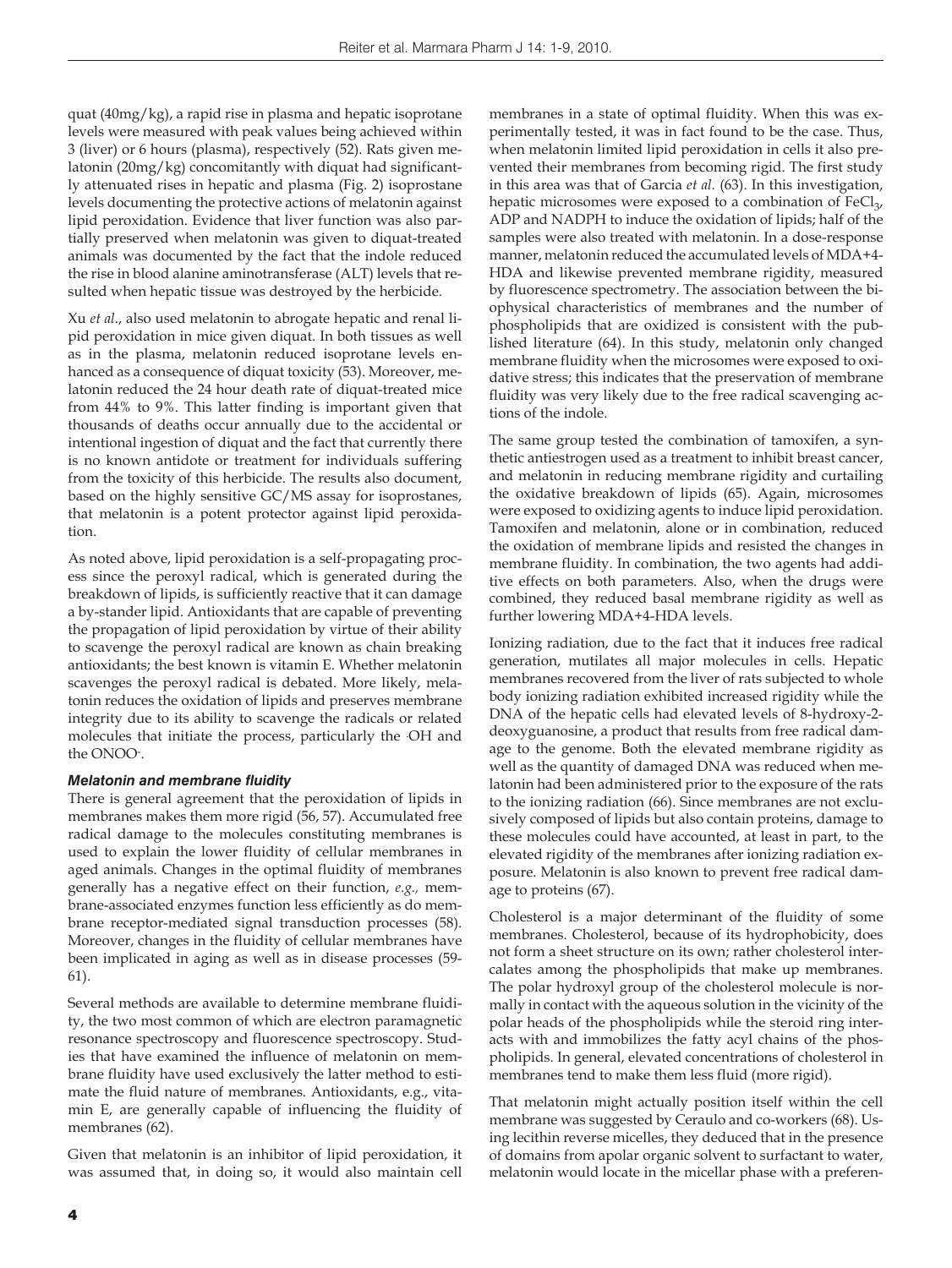quat (40mg/kg), a rapid rise in plasma and hepatic isoprotane levels were measured with peak values being achieved within 3 (liver) or 6 hours (plasma), respectively (52). Rats given melatonin (20mg/kg) concomitantly with diquat had significantly attenuated rises in hepatic and plasma (Fig. 2) isoprostane levels documenting the protective actions of melatonin against lipid peroxidation. Evidence that liver function was also partially preserved when melatonin was given to diquat-treated animals was documented by the fact that the indole reduced the rise in blood alanine aminotransferase (ALT) levels that resulted when hepatic tissue was destroyed by the herbicide.

Xu *et al*., also used melatonin to abrogate hepatic and renal lipid peroxidation in mice given diquat. In both tissues as well as in the plasma, melatonin reduced isoprotane levels enhanced as a consequence of diquat toxicity (53). Moreover, melatonin reduced the 24 hour death rate of diquat-treated mice from 44% to 9%. This latter finding is important given that thousands of deaths occur annually due to the accidental or intentional ingestion of diquat and the fact that currently there is no known antidote or treatment for individuals suffering from the toxicity of this herbicide. The results also document, based on the highly sensitive GC/MS assay for isoprostanes, that melatonin is a potent protector against lipid peroxidation.

As noted above, lipid peroxidation is a self-propagating process since the peroxyl radical, which is generated during the breakdown of lipids, is sufficiently reactive that it can damage a by-stander lipid. Antioxidants that are capable of preventing the propagation of lipid peroxidation by virtue of their ability to scavenge the peroxyl radical are known as chain breaking antioxidants; the best known is vitamin E. Whether melatonin scavenges the peroxyl radical is debated. More likely, melatonin reduces the oxidation of lipids and preserves membrane integrity due to its ability to scavenge the radicals or related molecules that initiate the process, particularly the ·OH and the $ONOO^-$.

### *Melatonin and membrane fluidity*

There is general agreement that the peroxidation of lipids in membranes makes them more rigid (56, 57). Accumulated free radical damage to the molecules constituting membranes is used to explain the lower fluidity of cellular membranes in aged animals. Changes in the optimal fluidity of membranes generally has a negative effect on their function, *e.g.,* membrane-associated enzymes function less efficiently as do membrane receptor-mediated signal transduction processes (58). Moreover, changes in the fluidity of cellular membranes have been implicated in aging as well as in disease processes (59-61).

Several methods are available to determine membrane fluidity, the two most common of which are electron paramagnetic resonance spectroscopy and fluorescence spectroscopy. Studies that have examined the influence of melatonin on membrane fluidity have used exclusively the latter method to estimate the fluid nature of membranes. Antioxidants, e.g., vitamin E, are generally capable of influencing the fluidity of membranes (62).

Given that melatonin is an inhibitor of lipid peroxidation, it was assumed that, in doing so, it would also maintain cell membranes in a state of optimal fluidity. When this was experimentally tested, it was in fact found to be the case. Thus, when melatonin limited lipid peroxidation in cells it also prevented their membranes from becoming rigid. The first study in this area was that of Garcia *et al.* (63). In this investigation, hepatic microsomes were exposed to a combination of $FeCl_3$, ADP and NADPH to induce the oxidation of lipids; half of the samples were also treated with melatonin. In a dose-response manner, melatonin reduced the accumulated levels of MDA+4-HDA and likewise prevented membrane rigidity, measured by fluorescence spectrometry. The association between the biophysical characteristics of membranes and the number of phospholipids that are oxidized is consistent with the published literature (64). In this study, melatonin only changed membrane fluidity when the microsomes were exposed to oxidative stress; this indicates that the preservation of membrane fluidity was very likely due to the free radical scavenging actions of the indole.

The same group tested the combination of tamoxifen, a synthetic antiestrogen used as a treatment to inhibit breast cancer, and melatonin in reducing membrane rigidity and curtailing the oxidative breakdown of lipids (65). Again, microsomes were exposed to oxidizing agents to induce lipid peroxidation. Tamoxifen and melatonin, alone or in combination, reduced the oxidation of membrane lipids and resisted the changes in membrane fluidity. In combination, the two agents had additive effects on both parameters. Also, when the drugs were combined, they reduced basal membrane rigidity as well as further lowering MDA+4-HDA levels.

Ionizing radiation, due to the fact that it induces free radical generation, mutilates all major molecules in cells. Hepatic membranes recovered from the liver of rats subjected to whole body ionizing radiation exhibited increased rigidity while the DNA of the hepatic cells had elevated levels of 8-hydroxy-2-deoxyguanosine, a product that results from free radical damage to the genome. Both the elevated membrane rigidity as well as the quantity of damaged DNA was reduced when melatonin had been administered prior to the exposure of the rats to the ionizing radiation (66). Since membranes are not exclusively composed of lipids but also contain proteins, damage to these molecules could have accounted, at least in part, to the elevated rigidity of the membranes after ionizing radiation exposure. Melatonin is also known to prevent free radical damage to proteins (67).

Cholesterol is a major determinant of the fluidity of some membranes. Cholesterol, because of its hydrophobicity, does not form a sheet structure on its own; rather cholesterol intercalates among the phospholipids that make up membranes. The polar hydroxyl group of the cholesterol molecule is normally in contact with the aqueous solution in the vicinity of the polar heads of the phospholipids while the steroid ring interacts with and immobilizes the fatty acyl chains of the phospholipids. In general, elevated concentrations of cholesterol in membranes tend to make them less fluid (more rigid).

That melatonin might actually position itself within the cell membrane was suggested by Ceraulo and co-workers (68). Using lecithin reverse micelles, they deduced that in the presence of domains from apolar organic solvent to surfactant to water, melatonin would locate in the micellar phase with a preferen-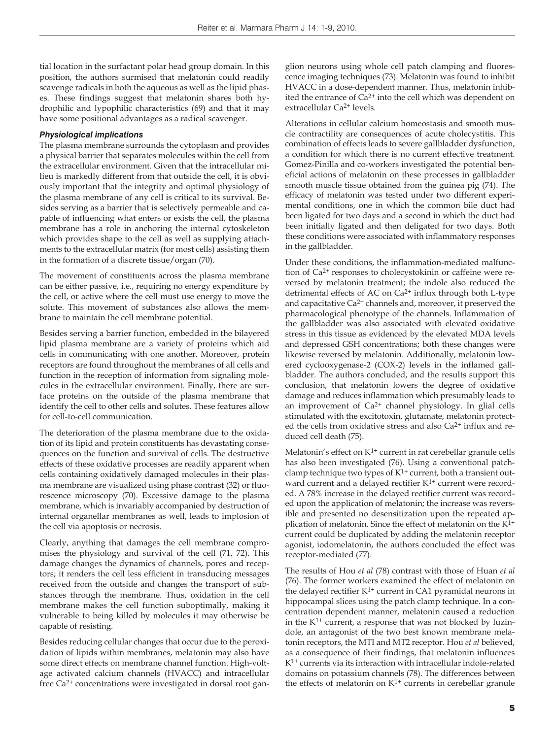tial location in the surfactant polar head group domain. In this position, the authors surmised that melatonin could readily scavenge radicals in both the aqueous as well as the lipid phases. These findings suggest that melatonin shares both hydrophilic and lypophilic characteristics (69) and that it may have some positional advantages as a radical scavenger.

### *Physiological implications*

The plasma membrane surrounds the cytoplasm and provides a physical barrier that separates molecules within the cell from the extracellular environment. Given that the intracellular milieu is markedly different from that outside the cell, it is obviously important that the integrity and optimal physiology of the plasma membrane of any cell is critical to its survival. Besides serving as a barrier that is selectively permeable and capable of influencing what enters or exists the cell, the plasma membrane has a role in anchoring the internal cytoskeleton which provides shape to the cell as well as supplying attachments to the extracellular matrix (for most cells) assisting them in the formation of a discrete tissue/organ (70).

The movement of constituents across the plasma membrane can be either passive, i.e., requiring no energy expenditure by the cell, or active where the cell must use energy to move the solute. This movement of substances also allows the membrane to maintain the cell membrane potential.

Besides serving a barrier function, embedded in the bilayered lipid plasma membrane are a variety of proteins which aid cells in communicating with one another. Moreover, protein receptors are found throughout the membranes of all cells and function in the reception of information from signaling molecules in the extracellular environment. Finally, there are surface proteins on the outside of the plasma membrane that identify the cell to other cells and solutes. These features allow for cell-to-cell communication.

The deterioration of the plasma membrane due to the oxidation of its lipid and protein constituents has devastating consequences on the function and survival of cells. The destructive effects of these oxidative processes are readily apparent when cells containing oxidatively damaged molecules in their plasma membrane are visualized using phase contrast (32) or fluorescence microscopy (70). Excessive damage to the plasma membrane, which is invariably accompanied by destruction of internal organellar membranes as well, leads to implosion of the cell via apoptosis or necrosis.

Clearly, anything that damages the cell membrane compromises the physiology and survival of the cell (71, 72). This damage changes the dynamics of channels, pores and receptors; it renders the cell less efficient in transducing messages received from the outside and changes the transport of substances through the membrane. Thus, oxidation in the cell membrane makes the cell function suboptimally, making it vulnerable to being killed by molecules it may otherwise be capable of resisting.

Besides reducing cellular changes that occur due to the peroxidation of lipids within membranes, melatonin may also have some direct effects on membrane channel function. High-voltage activated calcium channels (HVACC) and intracellular free $Ca^{2+}$ concentrations were investigated in dorsal root ganglion neurons using whole cell patch clamping and fluorescence imaging techniques (73). Melatonin was found to inhibit HVACC in a dose-dependent manner. Thus, melatonin inhibited the entrance of $Ca^{2+}$ into the cell which was dependent on extracellular $Ca^{2+}$ levels.

Alterations in cellular calcium homeostasis and smooth muscle contractility are consequences of acute cholecystitis. This combination of effects leads to severe gallbladder dysfunction, a condition for which there is no current effective treatment. Gomez-Pinilla and co-workers investigated the potential beneficial actions of melatonin on these processes in gallbladder smooth muscle tissue obtained from the guinea pig (74). The efficacy of melatonin was tested under two different experimental conditions, one in which the common bile duct had been ligated for two days and a second in which the duct had been initially ligated and then deligated for two days. Both these conditions were associated with inflammatory responses in the gallbladder.

Under these conditions, the inflammation-mediated malfunction of $Ca^{2+}$ responses to cholecystokinin or caffeine were reversed by melatonin treatment; the indole also reduced the detrimental effects of AC on $Ca^{2+}$ influx through both L-type and capacitative $Ca^{2+}$ channels and, moreover, it preserved the pharmacological phenotype of the channels. Inflammation of the gallbladder was also associated with elevated oxidative stress in this tissue as evidenced by the elevated MDA levels and depressed GSH concentrations; both these changes were likewise reversed by melatonin. Additionally, melatonin lowered cyclooxygenase-2 (COX-2) levels in the inflamed gallbladder. The authors concluded, and the results support this conclusion, that melatonin lowers the degree of oxidative damage and reduces inflammation which presumably leads to an improvement of $Ca^{2+}$ channel physiology. In glial cells stimulated with the excitotoxin, glutamate, melatonin protected the cells from oxidative stress and also $Ca^{2+}$ influx and reduced cell death (75).

Melatonin's effect on $K^{1+}$ current in rat cerebellar granule cells has also been investigated (76). Using a conventional patch-clamp technique two types of $K^{1+}$ current, both a transient outward current and a delayed rectifier $K^{1+}$ current were recorded. A 78% increase in the delayed rectifier current was recorded upon the application of melatonin; the increase was reversible and presented no desensitization upon the repeated application of melatonin. Since the effect of melatonin on the $K^{1+}$ current could be duplicated by adding the melatonin receptor agonist, iodomelatonin, the authors concluded the effect was receptor-mediated (77).

The results of Hou *et al* (78) contrast with those of Huan *et al* (76). The former workers examined the effect of melatonin on the delayed rectifier $K^{1+}$ current in CA1 pyramidal neurons in hippocampal slices using the patch clamp technique. In a concentration dependent manner, melatonin caused a reduction in the $K^{1+}$ current, a response that was not blocked by luzindole, an antagonist of the two best known membrane melatonin receptors, the MTI and MT2 receptor. Hou *et al* believed, as a consequence of their findings, that melatonin influences $K^{1+}$ currents via its interaction with intracellular indole-related domains on potassium channels (78). The differences between the effects of melatonin on $K^{1+}$ currents in cerebellar granule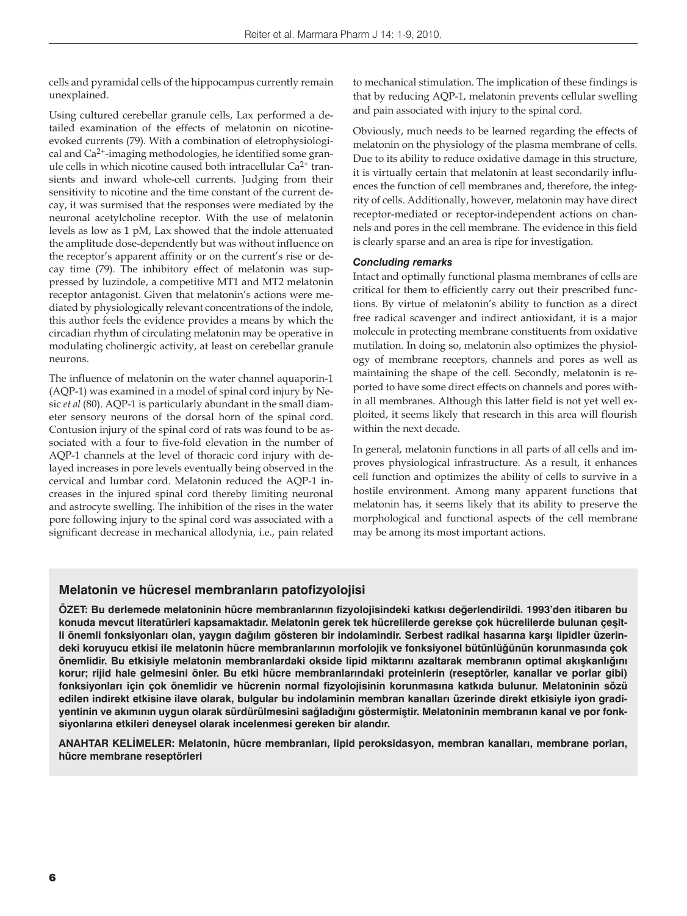cells and pyramidal cells of the hippocampus currently remain unexplained.

Using cultured cerebellar granule cells, Lax performed a detailed examination of the effects of melatonin on nicotine-evoked currents (79). With a combination of eletrophysiological and $Ca^{2+}$-imaging methodologies, he identified some granule cells in which nicotine caused both intracellular $Ca^{2+}$ transients and inward whole-cell currents. Judging from their sensitivity to nicotine and the time constant of the current decay, it was surmised that the responses were mediated by the neuronal acetylcholine receptor. With the use of melatonin levels as low as 1 pM, Lax showed that the indole attenuated the amplitude dose-dependently but was without influence on the receptor's apparent affinity or on the current's rise or decay time (79). The inhibitory effect of melatonin was suppressed by luzindole, a competitive MT1 and MT2 melatonin receptor antagonist. Given that melatonin's actions were mediated by physiologically relevant concentrations of the indole, this author feels the evidence provides a means by which the circadian rhythm of circulating melatonin may be operative in modulating cholinergic activity, at least on cerebellar granule neurons.

The influence of melatonin on the water channel aquaporin-1 (AQP-1) was examined in a model of spinal cord injury by Nesic *et al* (80). AQP-1 is particularly abundant in the small diameter sensory neurons of the dorsal horn of the spinal cord. Contusion injury of the spinal cord of rats was found to be associated with a four to five-fold elevation in the number of AQP-1 channels at the level of thoracic cord injury with delayed increases in pore levels eventually being observed in the cervical and lumbar cord. Melatonin reduced the AQP-1 increases in the injured spinal cord thereby limiting neuronal and astrocyte swelling. The inhibition of the rises in the water pore following injury to the spinal cord was associated with a significant decrease in mechanical allodynia, i.e., pain related to mechanical stimulation. The implication of these findings is that by reducing AQP-1, melatonin prevents cellular swelling and pain associated with injury to the spinal cord.

Obviously, much needs to be learned regarding the effects of melatonin on the physiology of the plasma membrane of cells. Due to its ability to reduce oxidative damage in this structure, it is virtually certain that melatonin at least secondarily influences the function of cell membranes and, therefore, the integrity of cells. Additionally, however, melatonin may have direct receptor-mediated or receptor-independent actions on channels and pores in the cell membrane. The evidence in this field is clearly sparse and an area is ripe for investigation.

### *Concluding remarks*

Intact and optimally functional plasma membranes of cells are critical for them to efficiently carry out their prescribed functions. By virtue of melatonin's ability to function as a direct free radical scavenger and indirect antioxidant, it is a major molecule in protecting membrane constituents from oxidative mutilation. In doing so, melatonin also optimizes the physiology of membrane receptors, channels and pores as well as maintaining the shape of the cell. Secondly, melatonin is reported to have some direct effects on channels and pores within all membranes. Although this latter field is not yet well exploited, it seems likely that research in this area will flourish within the next decade.

In general, melatonin functions in all parts of all cells and improves physiological infrastructure. As a result, it enhances cell function and optimizes the ability of cells to survive in a hostile environment. Among many apparent functions that melatonin has, it seems likely that its ability to preserve the morphological and functional aspects of the cell membrane may be among its most important actions.

## Melatonin ve hücresel membranların patofizyolojisi

**ÖZET: Bu derlemede melatoninin hücre membranlarının fizyolojisindeki katkısı değerlendirildi. 1993'den itibaren bu konuda mevcut literatürleri kapsamaktadır. Melatonin gerek tek hücrelilerde gerekse çok hücrelilerde bulunan çeşitli önemli fonksiyonları olan, yaygın dağılım gösteren bir indolamindir. Serbest radikal hasarına karşı lipidler üzerindeki koruyucu etkisi ile melatonin hücre membranlarının morfolojik ve fonksiyonel bütünlüğünün korunmasında çok önemlidir. Bu etkisiyle melatonin membranlardaki okside lipid miktarını azaltarak membranın optimal akışkanlığını korur; rijid hale gelmesini önler. Bu etki hücre membranlarındaki proteinlerin (reseptörler, kanallar ve porlar gibi) fonksiyonları için çok önemlidir ve hücrenin normal fizyolojisinin korunmasına katkıda bulunur. Melatoninin sözü edilen indirekt etkisine ilave olarak, bulgular bu indolaminin membran kanalları üzerinde direkt etkisiyle iyon gradiyentinin ve akımının uygun olarak sürdürülmesini sağladığını göstermiştir. Melatoninin membranın kanal ve por fonksiyonlarına etkileri deneysel olarak incelenmesi gereken bir alandır.**

**ANAHTAR KELİMELER: Melatonin, hücre membranları, lipid peroksidasyon, membran kanalları, membrane porları, hücre membrane reseptörleri**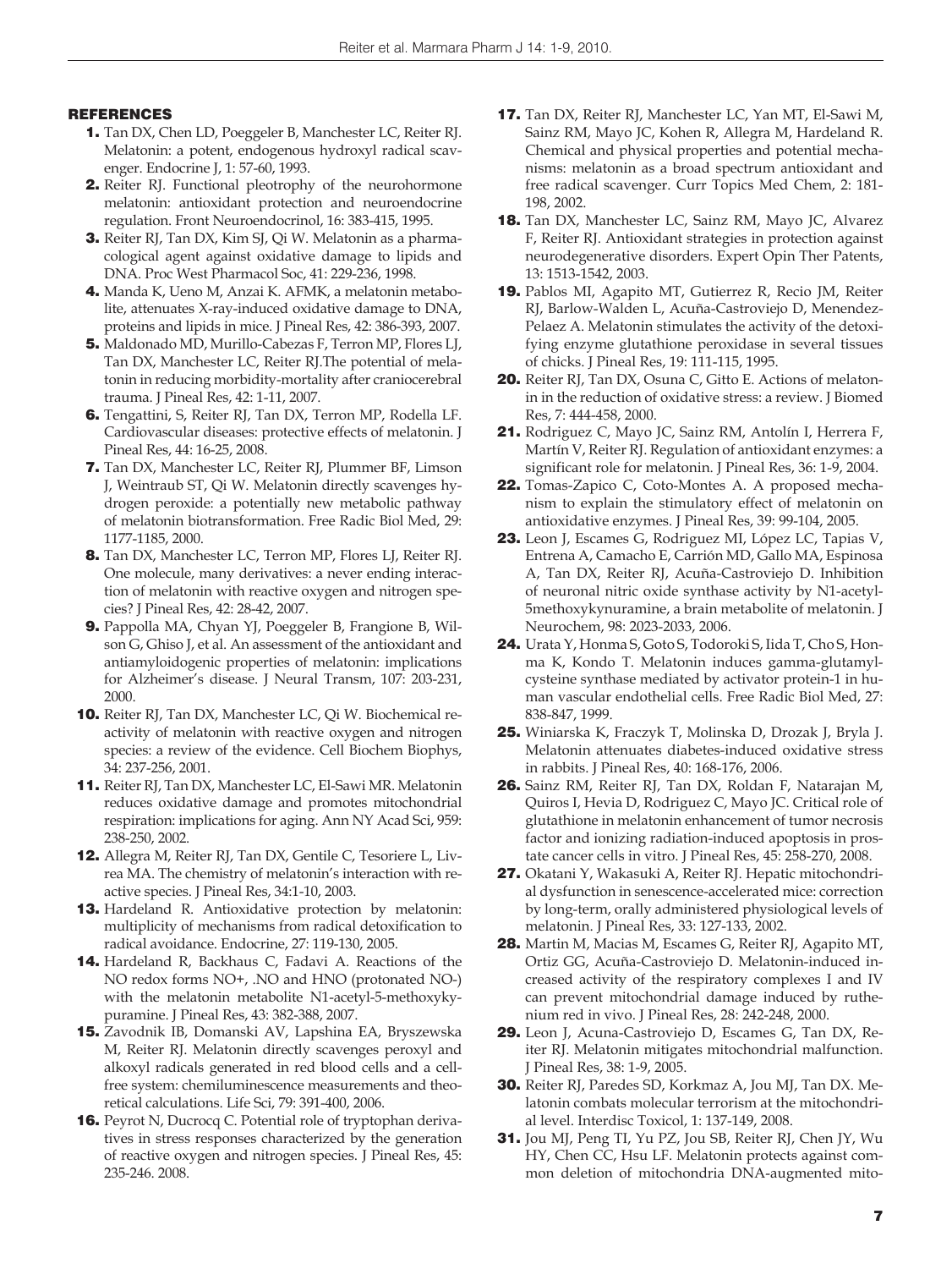## REFERENCES

1. Tan DX, Chen LD, Poeggeler B, Manchester LC, Reiter RJ. Melatonin: a potent, endogenous hydroxyl radical scavenger. Endocrine J, 1: 57-60, 1993.
2. Reiter RJ. Functional pleotrophy of the neurohormone melatonin: antioxidant protection and neuroendocrine regulation. Front Neuroendocrinol, 16: 383-415, 1995.
3. Reiter RJ, Tan DX, Kim SJ, Qi W. Melatonin as a pharmacological agent against oxidative damage to lipids and DNA. Proc West Pharmacol Soc, 41: 229-236, 1998.
4. Manda K, Ueno M, Anzai K. AFMK, a melatonin metabolite, attenuates X-ray-induced oxidative damage to DNA, proteins and lipids in mice. J Pineal Res, 42: 386-393, 2007.
5. Maldonado MD, Murillo-Cabezas F, Terron MP, Flores LJ, Tan DX, Manchester LC, Reiter RJ.The potential of melatonin in reducing morbidity-mortality after craniocerebral trauma. J Pineal Res, 42: 1-11, 2007.
6. Tengattini, S, Reiter RJ, Tan DX, Terron MP, Rodella LF. Cardiovascular diseases: protective effects of melatonin. J Pineal Res, 44: 16-25, 2008.
7. Tan DX, Manchester LC, Reiter RJ, Plummer BF, Limson J, Weintraub ST, Qi W. Melatonin directly scavenges hydrogen peroxide: a potentially new metabolic pathway of melatonin biotransformation. Free Radic Biol Med, 29: 1177-1185, 2000.
8. Tan DX, Manchester LC, Terron MP, Flores LJ, Reiter RJ. One molecule, many derivatives: a never ending interaction of melatonin with reactive oxygen and nitrogen species? J Pineal Res, 42: 28-42, 2007.
9. Pappolla MA, Chyan YJ, Poeggeler B, Frangione B, Wilson G, Ghiso J, et al. An assessment of the antioxidant and antiamyloidogenic properties of melatonin: implications for Alzheimer's disease. J Neural Transm, 107: 203-231, 2000.
10. Reiter RJ, Tan DX, Manchester LC, Qi W. Biochemical reactivity of melatonin with reactive oxygen and nitrogen species: a review of the evidence. Cell Biochem Biophys, 34: 237-256, 2001.
11. Reiter RJ, Tan DX, Manchester LC, El-Sawi MR. Melatonin reduces oxidative damage and promotes mitochondrial respiration: implications for aging. Ann NY Acad Sci, 959: 238-250, 2002.
12. Allegra M, Reiter RJ, Tan DX, Gentile C, Tesoriere L, Livrea MA. The chemistry of melatonin's interaction with reactive species. J Pineal Res, 34:1-10, 2003.
13. Hardeland R. Antioxidative protection by melatonin: multiplicity of mechanisms from radical detoxification to radical avoidance. Endocrine, 27: 119-130, 2005.
14. Hardeland R, Backhaus C, Fadavi A. Reactions of the NO redox forms NO+, .NO and HNO (protonated NO-) with the melatonin metabolite N1-acetyl-5-methoxykypuramine. J Pineal Res, 43: 382-388, 2007.
15. Zavodnik IB, Domanski AV, Lapshina EA, Bryszewska M, Reiter RJ. Melatonin directly scavenges peroxyl and alkoxyl radicals generated in red blood cells and a cell-free system: chemiluminescence measurements and theoretical calculations. Life Sci, 79: 391-400, 2006.
16. Peyrot N, Ducrocq C. Potential role of tryptophan derivatives in stress responses characterized by the generation of reactive oxygen and nitrogen species. J Pineal Res, 45: 235-246. 2008.
17. Tan DX, Reiter RJ, Manchester LC, Yan MT, El-Sawi M, Sainz RM, Mayo JC, Kohen R, Allegra M, Hardeland R. Chemical and physical properties and potential mechanisms: melatonin as a broad spectrum antioxidant and free radical scavenger. Curr Topics Med Chem, 2: 181-198, 2002.
18. Tan DX, Manchester LC, Sainz RM, Mayo JC, Alvarez F, Reiter RJ. Antioxidant strategies in protection against neurodegenerative disorders. Expert Opin Ther Patents, 13: 1513-1542, 2003.
19. Pablos MI, Agapito MT, Gutierrez R, Recio JM, Reiter RJ, Barlow-Walden L, Acuña-Castroviejo D, Menendez-Pelaez A. Melatonin stimulates the activity of the detoxifying enzyme glutathione peroxidase in several tissues of chicks. J Pineal Res, 19: 111-115, 1995.
20. Reiter RJ, Tan DX, Osuna C, Gitto E. Actions of melatonin in the reduction of oxidative stress: a review. J Biomed Res, 7: 444-458, 2000.
21. Rodriguez C, Mayo JC, Sainz RM, Antolín I, Herrera F, Martín V, Reiter RJ. Regulation of antioxidant enzymes: a significant role for melatonin. J Pineal Res, 36: 1-9, 2004.
22. Tomas-Zapico C, Coto-Montes A. A proposed mechanism to explain the stimulatory effect of melatonin on antioxidative enzymes. J Pineal Res, 39: 99-104, 2005.
23. Leon J, Escames G, Rodriguez MI, López LC, Tapias V, Entrena A, Camacho E, Carrión MD, Gallo MA, Espinosa A, Tan DX, Reiter RJ, Acuña-Castroviejo D. Inhibition of neuronal nitric oxide synthase activity by N1-acetyl-5methoxykynuramine, a brain metabolite of melatonin. J Neurochem, 98: 2023-2033, 2006.
24. Urata Y, Honma S, Goto S, Todoroki S, Iida T, Cho S, Honma K, Kondo T. Melatonin induces gamma-glutamylcysteine synthase mediated by activator protein-1 in human vascular endothelial cells. Free Radic Biol Med, 27: 838-847, 1999.
25. Winiarska K, Fraczyk T, Molinska D, Drozak J, Bryla J. Melatonin attenuates diabetes-induced oxidative stress in rabbits. J Pineal Res, 40: 168-176, 2006.
26. Sainz RM, Reiter RJ, Tan DX, Roldan F, Natarajan M, Quiros I, Hevia D, Rodriguez C, Mayo JC. Critical role of glutathione in melatonin enhancement of tumor necrosis factor and ionizing radiation-induced apoptosis in prostate cancer cells in vitro. J Pineal Res, 45: 258-270, 2008.
27. Okatani Y, Wakasuki A, Reiter RJ. Hepatic mitochondrial dysfunction in senescence-accelerated mice: correction by long-term, orally administered physiological levels of melatonin. J Pineal Res, 33: 127-133, 2002.
28. Martin M, Macias M, Escames G, Reiter RJ, Agapito MT, Ortiz GG, Acuña-Castroviejo D. Melatonin-induced increased activity of the respiratory complexes I and IV can prevent mitochondrial damage induced by ruthenium red in vivo. J Pineal Res, 28: 242-248, 2000.
29. Leon J, Acuna-Castroviejo D, Escames G, Tan DX, Reiter RJ. Melatonin mitigates mitochondrial malfunction. J Pineal Res, 38: 1-9, 2005.
30. Reiter RJ, Paredes SD, Korkmaz A, Jou MJ, Tan DX. Melatonin combats molecular terrorism at the mitochondrial level. Interdisc Toxicol, 1: 137-149, 2008.
31. Jou MJ, Peng TI, Yu PZ, Jou SB, Reiter RJ, Chen JY, Wu HY, Chen CC, Hsu LF. Melatonin protects against common deletion of mitochondria DNA-augmented mito-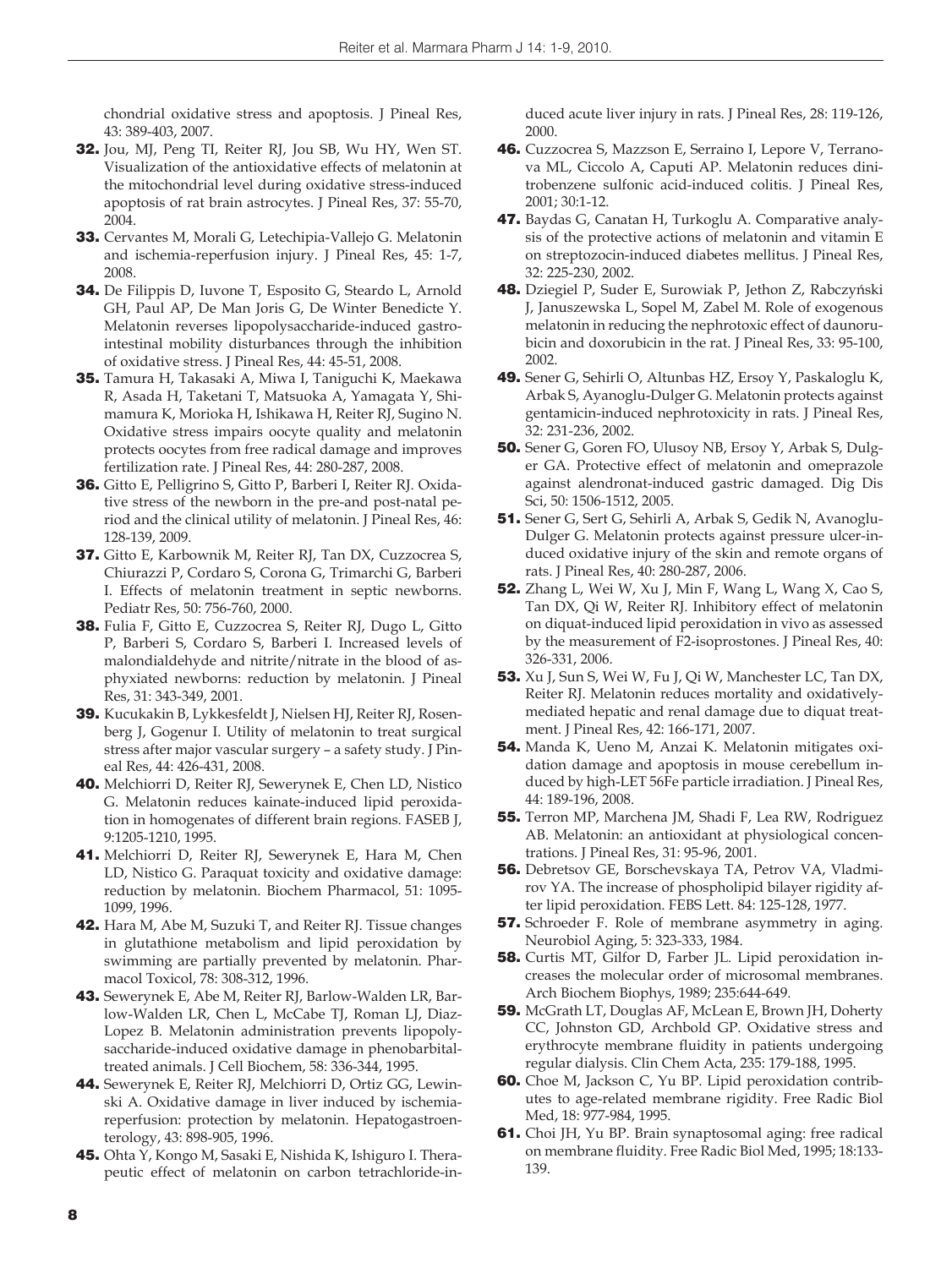chondrial oxidative stress and apoptosis. J Pineal Res, 43: 389-403, 2007.

32. Jou, MJ, Peng TI, Reiter RJ, Jou SB, Wu HY, Wen ST. Visualization of the antioxidative effects of melatonin at the mitochondrial level during oxidative stress-induced apoptosis of rat brain astrocytes. J Pineal Res, 37: 55-70, 2004.

33. Cervantes M, Morali G, Letechipia-Vallejo G. Melatonin and ischemia-reperfusion injury. J Pineal Res, 45: 1-7, 2008.

34. De Filippis D, Iuvone T, Esposito G, Steardo L, Arnold GH, Paul AP, De Man Joris G, De Winter Benedicte Y. Melatonin reverses lipopolysaccharide-induced gastrointestinal mobility disturbances through the inhibition of oxidative stress. J Pineal Res, 44: 45-51, 2008.

35. Tamura H, Takasaki A, Miwa I, Taniguchi K, Maekawa R, Asada H, Taketani T, Matsuoka A, Yamagata Y, Shimamura K, Morioka H, Ishikawa H, Reiter RJ, Sugino N. Oxidative stress impairs oocyte quality and melatonin protects oocytes from free radical damage and improves fertilization rate. J Pineal Res, 44: 280-287, 2008.

36. Gitto E, Pelligrino S, Gitto P, Barberi I, Reiter RJ. Oxidative stress of the newborn in the pre-and post-natal period and the clinical utility of melatonin. J Pineal Res, 46: 128-139, 2009.

37. Gitto E, Karbownik M, Reiter RJ, Tan DX, Cuzzocrea S, Chiurazzi P, Cordaro S, Corona G, Trimarchi G, Barberi I. Effects of melatonin treatment in septic newborns. Pediatr Res, 50: 756-760, 2000.

38. Fulia F, Gitto E, Cuzzocrea S, Reiter RJ, Dugo L, Gitto P, Barberi S, Cordaro S, Barberi I. Increased levels of malondialdehyde and nitrite/nitrate in the blood of asphyxiated newborns: reduction by melatonin. J Pineal Res, 31: 343-349, 2001.

39. Kucukakin B, Lykkesfeldt J, Nielsen HJ, Reiter RJ, Rosenberg J, Gogenur I. Utility of melatonin to treat surgical stress after major vascular surgery – a safety study. J Pineal Res, 44: 426-431, 2008.

40. Melchiorri D, Reiter RJ, Sewerynek E, Chen LD, Nistico G. Melatonin reduces kainate-induced lipid peroxidation in homogenates of different brain regions. FASEB J, 9:1205-1210, 1995.

41. Melchiorri D, Reiter RJ, Sewerynek E, Hara M, Chen LD, Nistico G. Paraquat toxicity and oxidative damage: reduction by melatonin. Biochem Pharmacol, 51: 1095-1099, 1996.

42. Hara M, Abe M, Suzuki T, and Reiter RJ. Tissue changes in glutathione metabolism and lipid peroxidation by swimming are partially prevented by melatonin. Pharmacol Toxicol, 78: 308-312, 1996.

43. Sewerynek E, Abe M, Reiter RJ, Barlow-Walden LR, Barlow-Walden LR, Chen L, McCabe TJ, Roman LJ, Diaz-Lopez B. Melatonin administration prevents lipopolysaccharide-induced oxidative damage in phenobarbital-treated animals. J Cell Biochem, 58: 336-344, 1995.

44. Sewerynek E, Reiter RJ, Melchiorri D, Ortiz GG, Lewinski A. Oxidative damage in liver induced by ischemia-reperfusion: protection by melatonin. Hepatogastroenterology, 43: 898-905, 1996.

45. Ohta Y, Kongo M, Sasaki E, Nishida K, Ishiguro I. Therapeutic effect of melatonin on carbon tetrachloride-induced acute liver injury in rats. J Pineal Res, 28: 119-126, 2000.

46. Cuzzocrea S, Mazzson E, Serraino I, Lepore V, Terranova ML, Ciccolo A, Caputi AP. Melatonin reduces dinitrobenzene sulfonic acid-induced colitis. J Pineal Res, 2001; 30:1-12.

47. Baydas G, Canatan H, Turkoglu A. Comparative analysis of the protective actions of melatonin and vitamin E on streptozocin-induced diabetes mellitus. J Pineal Res, 32: 225-230, 2002.

48. Dziegiel P, Suder E, Surowiak P, Jethon Z, Rabczyński J, Januszewska L, Sopel M, Zabel M. Role of exogenous melatonin in reducing the nephrotoxic effect of daunorubicin and doxorubicin in the rat. J Pineal Res, 33: 95-100, 2002.

49. Sener G, Sehirli O, Altunbas HZ, Ersoy Y, Paskaloglu K, Arbak S, Ayanoglu-Dulger G. Melatonin protects against gentamicin-induced nephrotoxicity in rats. J Pineal Res, 32: 231-236, 2002.

50. Sener G, Goren FO, Ulusoy NB, Ersoy Y, Arbak S, Dulger GA. Protective effect of melatonin and omeprazole against alendronat-induced gastric damaged. Dig Dis Sci, 50: 1506-1512, 2005.

51. Sener G, Sert G, Sehirli A, Arbak S, Gedik N, Avanoglu-Dulger G. Melatonin protects against pressure ulcer-induced oxidative injury of the skin and remote organs of rats. J Pineal Res, 40: 280-287, 2006.

52. Zhang L, Wei W, Xu J, Min F, Wang L, Wang X, Cao S, Tan DX, Qi W, Reiter RJ. Inhibitory effect of melatonin on diquat-induced lipid peroxidation in vivo as assessed by the measurement of F2-isoprostones. J Pineal Res, 40: 326-331, 2006.

53. Xu J, Sun S, Wei W, Fu J, Qi W, Manchester LC, Tan DX, Reiter RJ. Melatonin reduces mortality and oxidatively-mediated hepatic and renal damage due to diquat treatment. J Pineal Res, 42: 166-171, 2007.

54. Manda K, Ueno M, Anzai K. Melatonin mitigates oxidation damage and apoptosis in mouse cerebellum induced by high-LET 56Fe particle irradiation. J Pineal Res, 44: 189-196, 2008.

55. Terron MP, Marchena JM, Shadi F, Lea RW, Rodriguez AB. Melatonin: an antioxidant at physiological concentrations. J Pineal Res, 31: 95-96, 2001.

56. Debretsov GE, Borschevskaya TA, Petrov VA, Vladmirov YA. The increase of phospholipid bilayer rigidity after lipid peroxidation. FEBS Lett. 84: 125-128, 1977.

57. Schroeder F. Role of membrane asymmetry in aging. Neurobiol Aging, 5: 323-333, 1984.

58. Curtis MT, Gilfor D, Farber JL. Lipid peroxidation increases the molecular order of microsomal membranes. Arch Biochem Biophys, 1989; 235:644-649.

59. McGrath LT, Douglas AF, McLean E, Brown JH, Doherty CC, Johnston GD, Archbold GP. Oxidative stress and erythrocyte membrane fluidity in patients undergoing regular dialysis. Clin Chem Acta, 235: 179-188, 1995.

60. Choe M, Jackson C, Yu BP. Lipid peroxidation contributes to age-related membrane rigidity. Free Radic Biol Med, 18: 977-984, 1995.

61. Choi JH, Yu BP. Brain synaptosomal aging: free radical on membrane fluidity. Free Radic Biol Med, 1995; 18:133-139.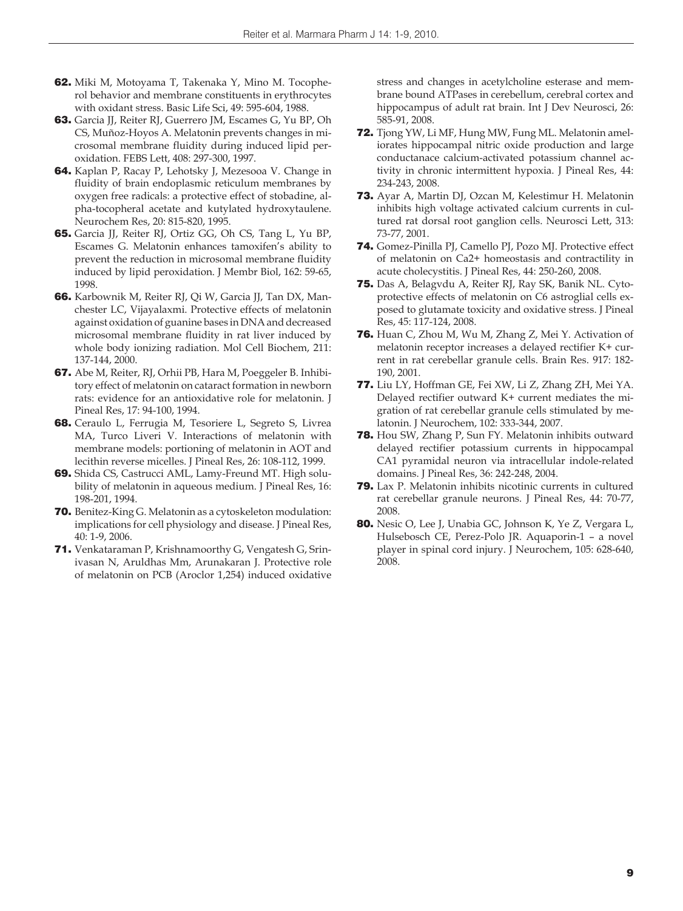62. Miki M, Motoyama T, Takenaka Y, Mino M. Tocopherol behavior and membrane constituents in erythrocytes with oxidant stress. Basic Life Sci, 49: 595-604, 1988.

63. Garcia JJ, Reiter RJ, Guerrero JM, Escames G, Yu BP, Oh CS, Muñoz-Hoyos A. Melatonin prevents changes in microsomal membrane fluidity during induced lipid peroxidation. FEBS Lett, 408: 297-300, 1997.

64. Kaplan P, Racay P, Lehotsky J, Mezesooa V. Change in fluidity of brain endoplasmic reticulum membranes by oxygen free radicals: a protective effect of stobadine, alpha-tocopheral acetate and kutylated hydroxytaulene. Neurochem Res, 20: 815-820, 1995.

65. Garcia JJ, Reiter RJ, Ortiz GG, Oh CS, Tang L, Yu BP, Escames G. Melatonin enhances tamoxifen's ability to prevent the reduction in microsomal membrane fluidity induced by lipid peroxidation. J Membr Biol, 162: 59-65, 1998.

66. Karbownik M, Reiter RJ, Qi W, Garcia JJ, Tan DX, Manchester LC, Vijayalaxmi. Protective effects of melatonin against oxidation of guanine bases in DNA and decreased microsomal membrane fluidity in rat liver induced by whole body ionizing radiation. Mol Cell Biochem, 211: 137-144, 2000.

67. Abe M, Reiter, RJ, Orhii PB, Hara M, Poeggeler B. Inhibitory effect of melatonin on cataract formation in newborn rats: evidence for an antioxidative role for melatonin. J Pineal Res, 17: 94-100, 1994.

68. Ceraulo L, Ferrugia M, Tesoriere L, Segreto S, Livrea MA, Turco Liveri V. Interactions of melatonin with membrane models: portioning of melatonin in AOT and lecithin reverse micelles. J Pineal Res, 26: 108-112, 1999.

69. Shida CS, Castrucci AML, Lamy-Freund MT. High solubility of melatonin in aqueous medium. J Pineal Res, 16: 198-201, 1994.

70. Benitez-King G. Melatonin as a cytoskeleton modulation: implications for cell physiology and disease. J Pineal Res, 40: 1-9, 2006.

71. Venkataraman P, Krishnamoorthy G, Vengatesh G, Srinivasan N, Aruldhas Mm, Arunakaran J. Protective role of melatonin on PCB (Aroclor 1,254) induced oxidative stress and changes in acetylcholine esterase and membrane bound ATPases in cerebellum, cerebral cortex and hippocampus of adult rat brain. Int J Dev Neurosci, 26: 585-91, 2008.

72. Tjong YW, Li MF, Hung MW, Fung ML. Melatonin ameliorates hippocampal nitric oxide production and large conductanace calcium-activated potassium channel activity in chronic intermittent hypoxia. J Pineal Res, 44: 234-243, 2008.

73. Ayar A, Martin DJ, Ozcan M, Kelestimur H. Melatonin inhibits high voltage activated calcium currents in cultured rat dorsal root ganglion cells. Neurosci Lett, 313: 73-77, 2001.

74. Gomez-Pinilla PJ, Camello PJ, Pozo MJ. Protective effect of melatonin on Ca2+ homeostasis and contractility in acute cholecystitis. J Pineal Res, 44: 250-260, 2008.

75. Das A, Belagvdu A, Reiter RJ, Ray SK, Banik NL. Cytoprotective effects of melatonin on C6 astroglial cells exposed to glutamate toxicity and oxidative stress. J Pineal Res, 45: 117-124, 2008.

76. Huan C, Zhou M, Wu M, Zhang Z, Mei Y. Activation of melatonin receptor increases a delayed rectifier K+ current in rat cerebellar granule cells. Brain Res. 917: 182-190, 2001.

77. Liu LY, Hoffman GE, Fei XW, Li Z, Zhang ZH, Mei YA. Delayed rectifier outward K+ current mediates the migration of rat cerebellar granule cells stimulated by melatonin. J Neurochem, 102: 333-344, 2007.

78. Hou SW, Zhang P, Sun FY. Melatonin inhibits outward delayed rectifier potassium currents in hippocampal CA1 pyramidal neuron via intracellular indole-related domains. J Pineal Res, 36: 242-248, 2004.

79. Lax P. Melatonin inhibits nicotinic currents in cultured rat cerebellar granule neurons. J Pineal Res, 44: 70-77, 2008.

80. Nesic O, Lee J, Unabia GC, Johnson K, Ye Z, Vergara L, Hulsebosch CE, Perez-Polo JR. Aquaporin-1 – a novel player in spinal cord injury. J Neurochem, 105: 628-640, 2008.